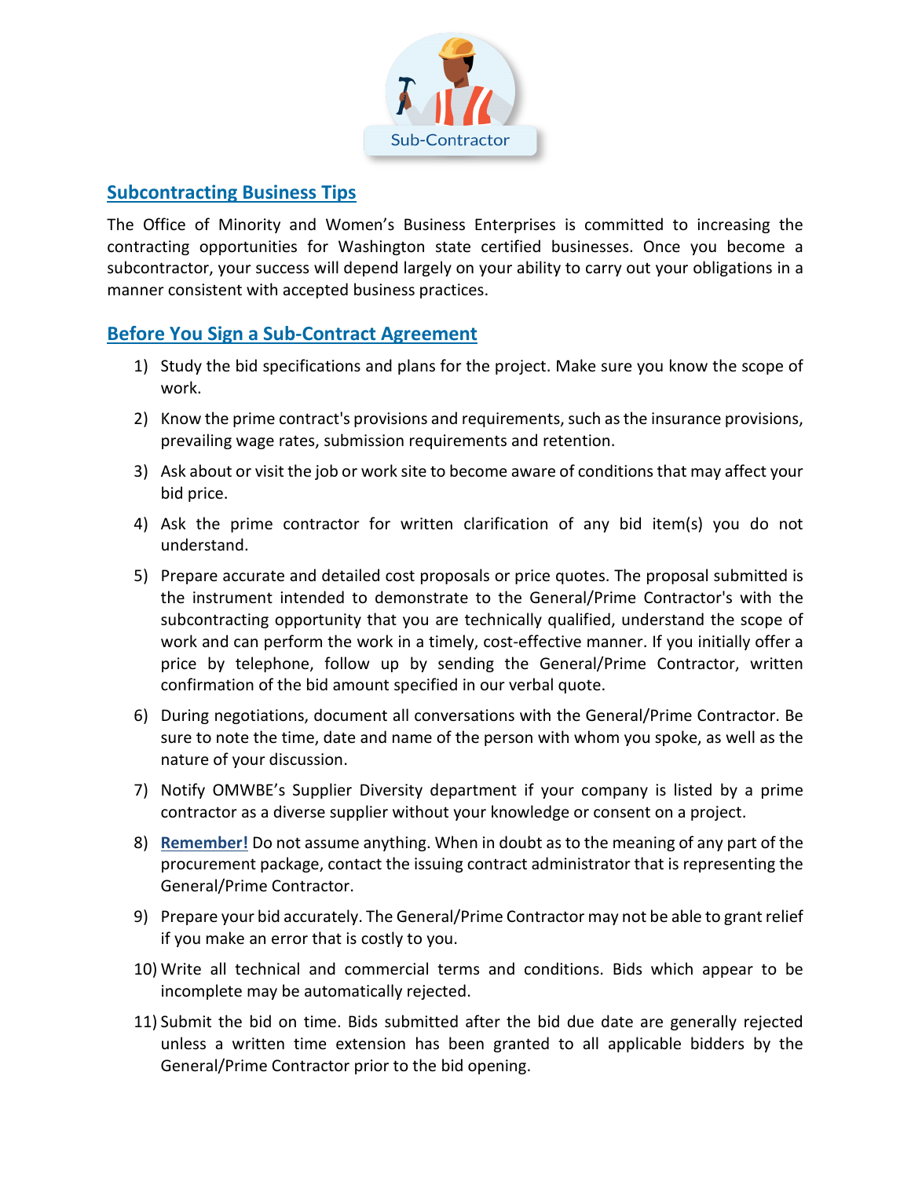Sub-Contractor

## Subcontracting Business Tips

The Office of Minority and Women's Business Enterprises is committed to increasing the contracting opportunities for Washington state certified businesses. Once you become a subcontractor, your success will depend largely on your ability to carry out your obligations in a manner consistent with accepted business practices.

## Before You Sign a Sub-Contract Agreement

1) Study the bid specifications and plans for the project. Make sure you know the scope of work.
2) Know the prime contract's provisions and requirements, such as the insurance provisions, prevailing wage rates, submission requirements and retention.
3) Ask about or visit the job or work site to become aware of conditions that may affect your bid price.
4) Ask the prime contractor for written clarification of any bid item(s) you do not understand.
5) Prepare accurate and detailed cost proposals or price quotes. The proposal submitted is the instrument intended to demonstrate to the General/Prime Contractor's with the subcontracting opportunity that you are technically qualified, understand the scope of work and can perform the work in a timely, cost-effective manner. If you initially offer a price by telephone, follow up by sending the General/Prime Contractor, written confirmation of the bid amount specified in our verbal quote.
6) During negotiations, document all conversations with the General/Prime Contractor. Be sure to note the time, date and name of the person with whom you spoke, as well as the nature of your discussion.
7) Notify OMWBE's Supplier Diversity department if your company is listed by a prime contractor as a diverse supplier without your knowledge or consent on a project.
8) **Remember!** Do not assume anything. When in doubt as to the meaning of any part of the procurement package, contact the issuing contract administrator that is representing the General/Prime Contractor.
9) Prepare your bid accurately. The General/Prime Contractor may not be able to grant relief if you make an error that is costly to you.
10) Write all technical and commercial terms and conditions. Bids which appear to be incomplete may be automatically rejected.
11) Submit the bid on time. Bids submitted after the bid due date are generally rejected unless a written time extension has been granted to all applicable bidders by the General/Prime Contractor prior to the bid opening.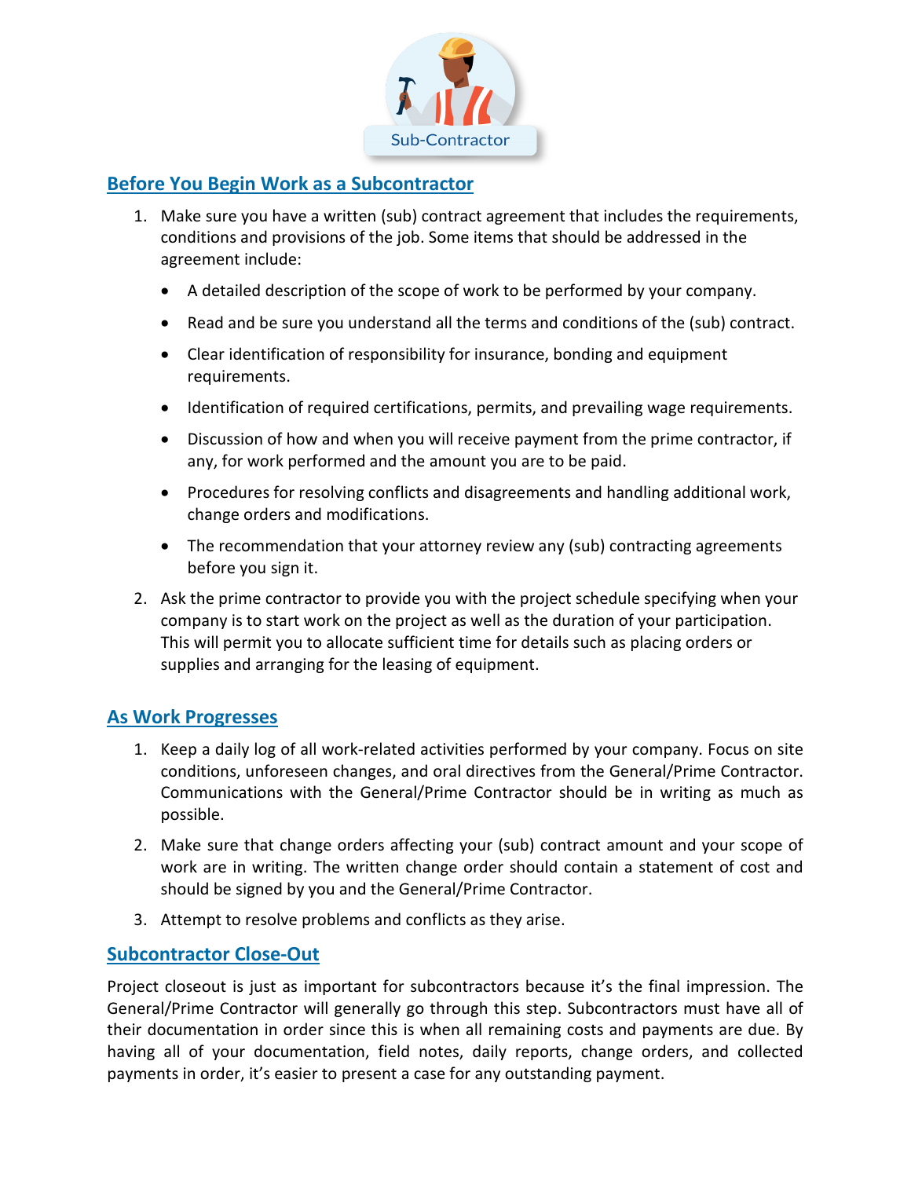Sub-Contractor

## Before You Begin Work as a Subcontractor

1. Make sure you have a written (sub) contract agreement that includes the requirements, conditions and provisions of the job. Some items that should be addressed in the agreement include:
   - A detailed description of the scope of work to be performed by your company.
   - Read and be sure you understand all the terms and conditions of the (sub) contract.
   - Clear identification of responsibility for insurance, bonding and equipment requirements.
   - Identification of required certifications, permits, and prevailing wage requirements.
   - Discussion of how and when you will receive payment from the prime contractor, if any, for work performed and the amount you are to be paid.
   - Procedures for resolving conflicts and disagreements and handling additional work, change orders and modifications.
   - The recommendation that your attorney review any (sub) contracting agreements before you sign it.
2. Ask the prime contractor to provide you with the project schedule specifying when your company is to start work on the project as well as the duration of your participation. This will permit you to allocate sufficient time for details such as placing orders or supplies and arranging for the leasing of equipment.

## As Work Progresses

1. Keep a daily log of all work-related activities performed by your company. Focus on site conditions, unforeseen changes, and oral directives from the General/Prime Contractor. Communications with the General/Prime Contractor should be in writing as much as possible.
2. Make sure that change orders affecting your (sub) contract amount and your scope of work are in writing. The written change order should contain a statement of cost and should be signed by you and the General/Prime Contractor.
3. Attempt to resolve problems and conflicts as they arise.

## Subcontractor Close-Out

Project closeout is just as important for subcontractors because it's the final impression. The General/Prime Contractor will generally go through this step. Subcontractors must have all of their documentation in order since this is when all remaining costs and payments are due. By having all of your documentation, field notes, daily reports, change orders, and collected payments in order, it's easier to present a case for any outstanding payment.